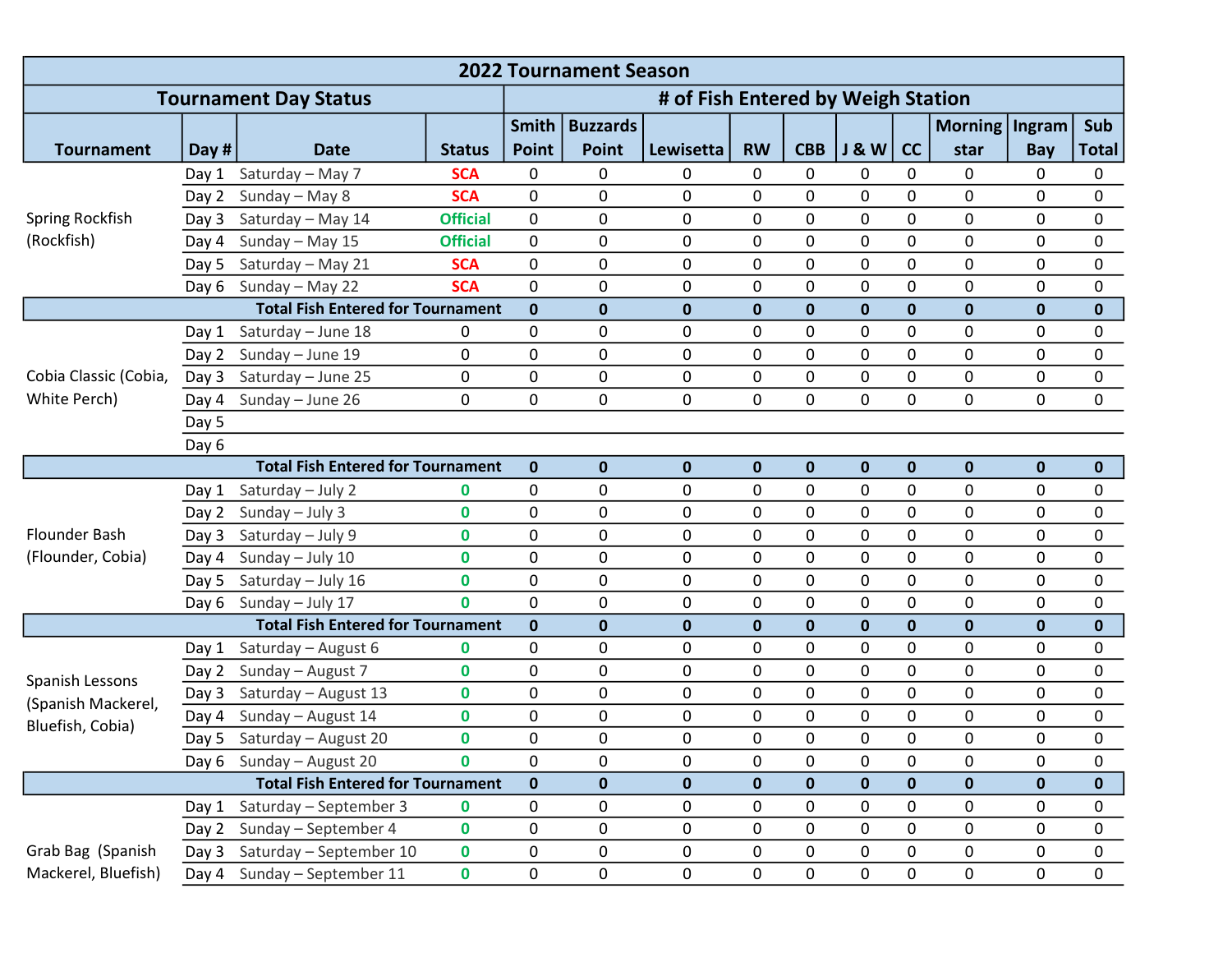| 2022 Tournament Season | | | | | | | | | | | | | |
|---|---|---|---|---|---|---|---|---|---|---|---|---|---|
| **Tournament Day Status** | | | | **# of Fish Entered by Weigh Station** | | | | | | | | | |
| **Tournament** | **Day #** | **Date** | **Status** | **Smith Point** | **Buzzards Point** | **Lewisetta** | **RW** | **CBB** | **J & W** | **CC** | **Morning star** | **Ingram Bay** | **Sub Total** |
| Spring Rockfish (Rockfish) | Day 1 | Saturday – May 7 | SCA | 0 | 0 | 0 | 0 | 0 | 0 | 0 | 0 | 0 | 0 |
| | Day 2 | Sunday – May 8 | SCA | 0 | 0 | 0 | 0 | 0 | 0 | 0 | 0 | 0 | 0 |
| | Day 3 | Saturday – May 14 | Official | 0 | 0 | 0 | 0 | 0 | 0 | 0 | 0 | 0 | 0 |
| | Day 4 | Sunday – May 15 | Official | 0 | 0 | 0 | 0 | 0 | 0 | 0 | 0 | 0 | 0 |
| | Day 5 | Saturday – May 21 | SCA | 0 | 0 | 0 | 0 | 0 | 0 | 0 | 0 | 0 | 0 |
| | Day 6 | Sunday – May 22 | SCA | 0 | 0 | 0 | 0 | 0 | 0 | 0 | 0 | 0 | 0 |
| | | **Total Fish Entered for Tournament** | | **0** | **0** | **0** | **0** | **0** | **0** | **0** | **0** | **0** | **0** |
| Cobia Classic (Cobia, White Perch) | Day 1 | Saturday – June 18 | 0 | 0 | 0 | 0 | 0 | 0 | 0 | 0 | 0 | 0 | 0 |
| | Day 2 | Sunday – June 19 | 0 | 0 | 0 | 0 | 0 | 0 | 0 | 0 | 0 | 0 | 0 |
| | Day 3 | Saturday – June 25 | 0 | 0 | 0 | 0 | 0 | 0 | 0 | 0 | 0 | 0 | 0 |
| | Day 4 | Sunday – June 26 | 0 | 0 | 0 | 0 | 0 | 0 | 0 | 0 | 0 | 0 | 0 |
| | Day 5 | | | | | | | | | | | | |
| | Day 6 | | | | | | | | | | | | |
| | | **Total Fish Entered for Tournament** | | **0** | **0** | **0** | **0** | **0** | **0** | **0** | **0** | **0** | **0** |
| Flounder Bash (Flounder, Cobia) | Day 1 | Saturday – July 2 | 0 | 0 | 0 | 0 | 0 | 0 | 0 | 0 | 0 | 0 | 0 |
| | Day 2 | Sunday – July 3 | 0 | 0 | 0 | 0 | 0 | 0 | 0 | 0 | 0 | 0 | 0 |
| | Day 3 | Saturday – July 9 | 0 | 0 | 0 | 0 | 0 | 0 | 0 | 0 | 0 | 0 | 0 |
| | Day 4 | Sunday – July 10 | 0 | 0 | 0 | 0 | 0 | 0 | 0 | 0 | 0 | 0 | 0 |
| | Day 5 | Saturday – July 16 | 0 | 0 | 0 | 0 | 0 | 0 | 0 | 0 | 0 | 0 | 0 |
| | Day 6 | Sunday – July 17 | 0 | 0 | 0 | 0 | 0 | 0 | 0 | 0 | 0 | 0 | 0 |
| | | **Total Fish Entered for Tournament** | | **0** | **0** | **0** | **0** | **0** | **0** | **0** | **0** | **0** | **0** |
| Spanish Lessons (Spanish Mackerel, Bluefish, Cobia) | Day 1 | Saturday – August 6 | 0 | 0 | 0 | 0 | 0 | 0 | 0 | 0 | 0 | 0 | 0 |
| | Day 2 | Sunday – August 7 | 0 | 0 | 0 | 0 | 0 | 0 | 0 | 0 | 0 | 0 | 0 |
| | Day 3 | Saturday – August 13 | 0 | 0 | 0 | 0 | 0 | 0 | 0 | 0 | 0 | 0 | 0 |
| | Day 4 | Sunday – August 14 | 0 | 0 | 0 | 0 | 0 | 0 | 0 | 0 | 0 | 0 | 0 |
| | Day 5 | Saturday – August 20 | 0 | 0 | 0 | 0 | 0 | 0 | 0 | 0 | 0 | 0 | 0 |
| | Day 6 | Sunday – August 20 | 0 | 0 | 0 | 0 | 0 | 0 | 0 | 0 | 0 | 0 | 0 |
| | | **Total Fish Entered for Tournament** | | **0** | **0** | **0** | **0** | **0** | **0** | **0** | **0** | **0** | **0** |
| Grab Bag (Spanish Mackerel, Bluefish) | Day 1 | Saturday – September 3 | 0 | 0 | 0 | 0 | 0 | 0 | 0 | 0 | 0 | 0 | 0 |
| | Day 2 | Sunday – September 4 | 0 | 0 | 0 | 0 | 0 | 0 | 0 | 0 | 0 | 0 | 0 |
| | Day 3 | Saturday – September 10 | 0 | 0 | 0 | 0 | 0 | 0 | 0 | 0 | 0 | 0 | 0 |
| | Day 4 | Sunday – September 11 | 0 | 0 | 0 | 0 | 0 | 0 | 0 | 0 | 0 | 0 | 0 |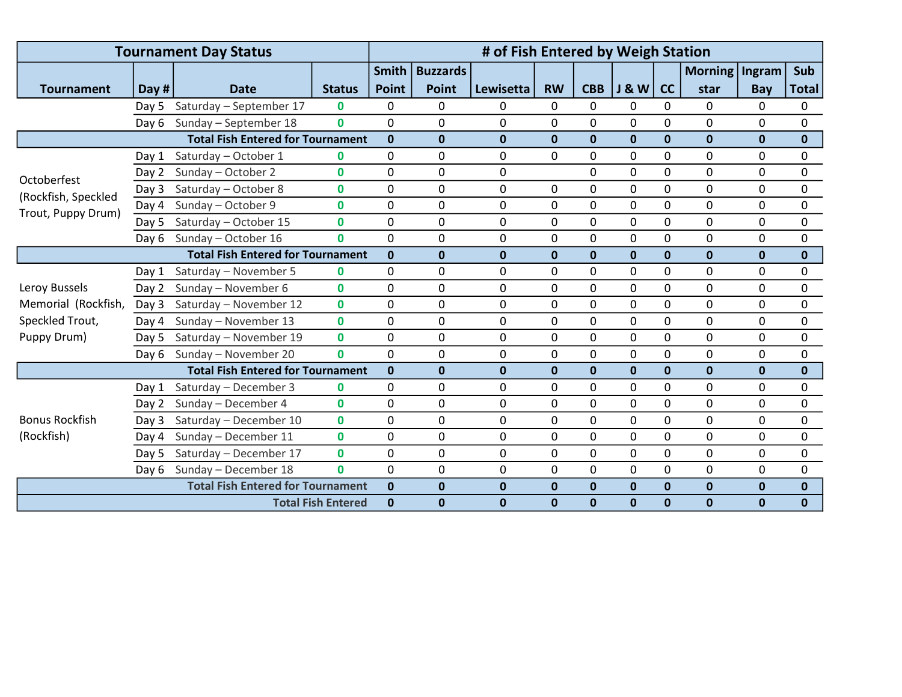| Tournament Day Status | | | | # of Fish Entered by Weigh Station | | | | | | | | | |
|---|---|---|---|---|---|---|---|---|---|---|---|---|---|
| Tournament | Day # | Date | Status | Smith Point | Buzzards Point | Lewisetta | RW | CBB | J & W | CC | Morning star | Ingram Bay | Sub Total |
| | Day 5 | Saturday – September 17 | 0 | 0 | 0 | 0 | 0 | 0 | 0 | 0 | 0 | 0 | 0 |
| | Day 6 | Sunday – September 18 | 0 | 0 | 0 | 0 | 0 | 0 | 0 | 0 | 0 | 0 | 0 |
| **Total Fish Entered for Tournament** | | | | **0** | **0** | **0** | **0** | **0** | **0** | **0** | **0** | **0** | **0** |
| Octoberfest (Rockfish, Speckled Trout, Puppy Drum) | Day 1 | Saturday – October 1 | 0 | 0 | 0 | 0 | 0 | 0 | 0 | 0 | 0 | 0 | 0 |
| | Day 2 | Sunday – October 2 | 0 | 0 | 0 | 0 | | 0 | 0 | 0 | 0 | 0 | 0 |
| | Day 3 | Saturday – October 8 | 0 | 0 | 0 | 0 | 0 | 0 | 0 | 0 | 0 | 0 | 0 |
| | Day 4 | Sunday – October 9 | 0 | 0 | 0 | 0 | 0 | 0 | 0 | 0 | 0 | 0 | 0 |
| | Day 5 | Saturday – October 15 | 0 | 0 | 0 | 0 | 0 | 0 | 0 | 0 | 0 | 0 | 0 |
| | Day 6 | Sunday – October 16 | 0 | 0 | 0 | 0 | 0 | 0 | 0 | 0 | 0 | 0 | 0 |
| **Total Fish Entered for Tournament** | | | | **0** | **0** | **0** | **0** | **0** | **0** | **0** | **0** | **0** | **0** |
| Leroy Bussels Memorial (Rockfish, Speckled Trout, Puppy Drum) | Day 1 | Saturday – November 5 | 0 | 0 | 0 | 0 | 0 | 0 | 0 | 0 | 0 | 0 | 0 |
| | Day 2 | Sunday – November 6 | 0 | 0 | 0 | 0 | 0 | 0 | 0 | 0 | 0 | 0 | 0 |
| | Day 3 | Saturday – November 12 | 0 | 0 | 0 | 0 | 0 | 0 | 0 | 0 | 0 | 0 | 0 |
| | Day 4 | Sunday – November 13 | 0 | 0 | 0 | 0 | 0 | 0 | 0 | 0 | 0 | 0 | 0 |
| | Day 5 | Saturday – November 19 | 0 | 0 | 0 | 0 | 0 | 0 | 0 | 0 | 0 | 0 | 0 |
| | Day 6 | Sunday – November 20 | 0 | 0 | 0 | 0 | 0 | 0 | 0 | 0 | 0 | 0 | 0 |
| **Total Fish Entered for Tournament** | | | | **0** | **0** | **0** | **0** | **0** | **0** | **0** | **0** | **0** | **0** |
| Bonus Rockfish (Rockfish) | Day 1 | Saturday – December 3 | 0 | 0 | 0 | 0 | 0 | 0 | 0 | 0 | 0 | 0 | 0 |
| | Day 2 | Sunday – December 4 | 0 | 0 | 0 | 0 | 0 | 0 | 0 | 0 | 0 | 0 | 0 |
| | Day 3 | Saturday – December 10 | 0 | 0 | 0 | 0 | 0 | 0 | 0 | 0 | 0 | 0 | 0 |
| | Day 4 | Sunday – December 11 | 0 | 0 | 0 | 0 | 0 | 0 | 0 | 0 | 0 | 0 | 0 |
| | Day 5 | Saturday – December 17 | 0 | 0 | 0 | 0 | 0 | 0 | 0 | 0 | 0 | 0 | 0 |
| | Day 6 | Sunday – December 18 | 0 | 0 | 0 | 0 | 0 | 0 | 0 | 0 | 0 | 0 | 0 |
| **Total Fish Entered for Tournament** | | | | **0** | **0** | **0** | **0** | **0** | **0** | **0** | **0** | **0** | **0** |
| **Total Fish Entered** | | | | **0** | **0** | **0** | **0** | **0** | **0** | **0** | **0** | **0** | **0** |